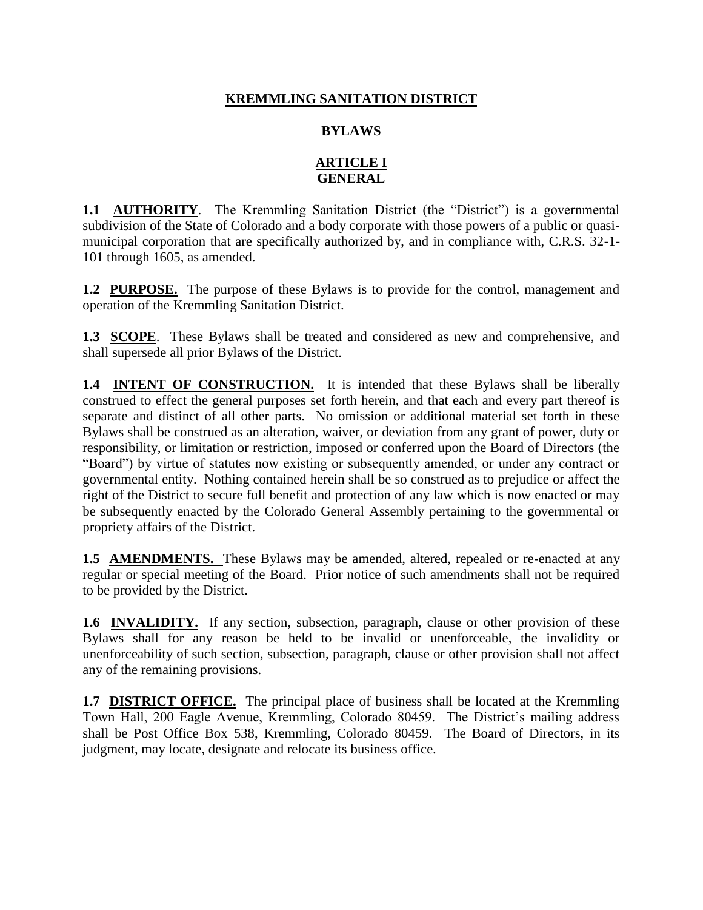# KREMMLING SANITATION DISTRICT

## BYLAWS

## ARTICLE I
## GENERAL

**1.1 AUTHORITY**. The Kremmling Sanitation District (the "District") is a governmental subdivision of the State of Colorado and a body corporate with those powers of a public or quasi-municipal corporation that are specifically authorized by, and in compliance with, C.R.S. 32-1-101 through 1605, as amended.

**1.2 PURPOSE.** The purpose of these Bylaws is to provide for the control, management and operation of the Kremmling Sanitation District.

**1.3 SCOPE**. These Bylaws shall be treated and considered as new and comprehensive, and shall supersede all prior Bylaws of the District.

**1.4 INTENT OF CONSTRUCTION.** It is intended that these Bylaws shall be liberally construed to effect the general purposes set forth herein, and that each and every part thereof is separate and distinct of all other parts. No omission or additional material set forth in these Bylaws shall be construed as an alteration, waiver, or deviation from any grant of power, duty or responsibility, or limitation or restriction, imposed or conferred upon the Board of Directors (the "Board") by virtue of statutes now existing or subsequently amended, or under any contract or governmental entity. Nothing contained herein shall be so construed as to prejudice or affect the right of the District to secure full benefit and protection of any law which is now enacted or may be subsequently enacted by the Colorado General Assembly pertaining to the governmental or propriety affairs of the District.

**1.5 AMENDMENTS.** These Bylaws may be amended, altered, repealed or re-enacted at any regular or special meeting of the Board. Prior notice of such amendments shall not be required to be provided by the District.

**1.6 INVALIDITY.** If any section, subsection, paragraph, clause or other provision of these Bylaws shall for any reason be held to be invalid or unenforceable, the invalidity or unenforceability of such section, subsection, paragraph, clause or other provision shall not affect any of the remaining provisions.

**1.7 DISTRICT OFFICE.** The principal place of business shall be located at the Kremmling Town Hall, 200 Eagle Avenue, Kremmling, Colorado 80459. The District's mailing address shall be Post Office Box 538, Kremmling, Colorado 80459. The Board of Directors, in its judgment, may locate, designate and relocate its business office.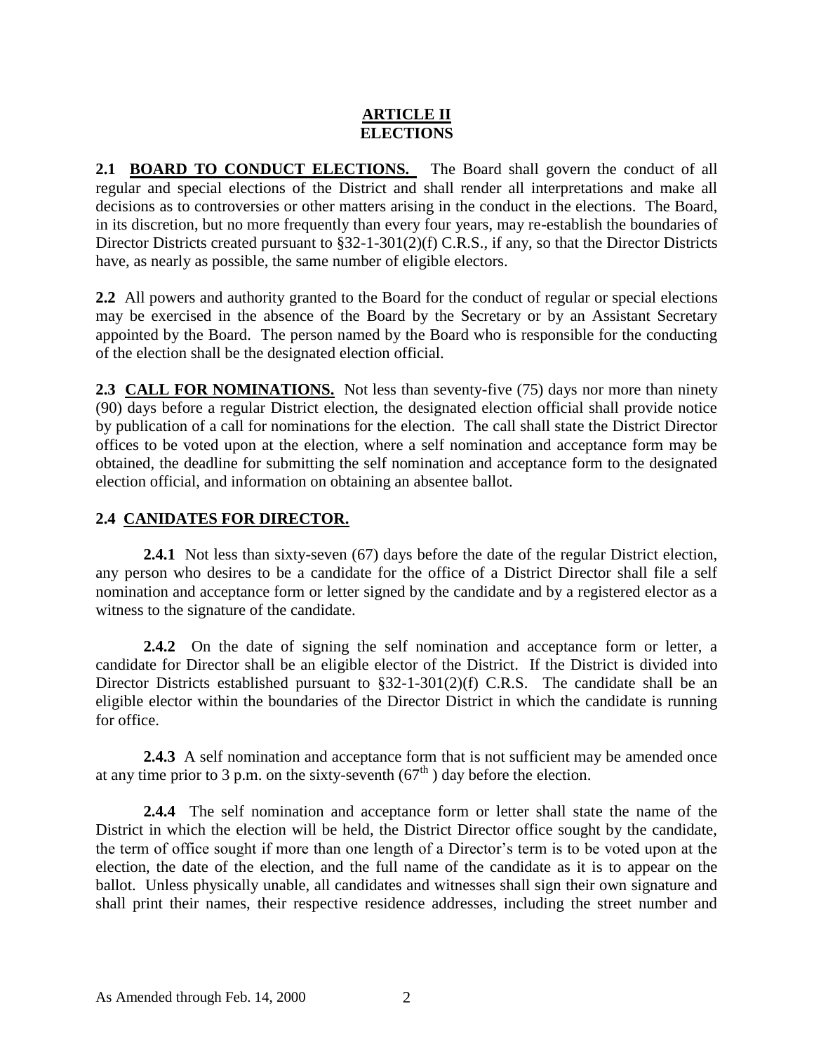# ARTICLE II
# ELECTIONS

**2.1 BOARD TO CONDUCT ELECTIONS.** The Board shall govern the conduct of all regular and special elections of the District and shall render all interpretations and make all decisions as to controversies or other matters arising in the conduct in the elections. The Board, in its discretion, but no more frequently than every four years, may re-establish the boundaries of Director Districts created pursuant to §32-1-301(2)(f) C.R.S., if any, so that the Director Districts have, as nearly as possible, the same number of eligible electors.

**2.2** All powers and authority granted to the Board for the conduct of regular or special elections may be exercised in the absence of the Board by the Secretary or by an Assistant Secretary appointed by the Board. The person named by the Board who is responsible for the conducting of the election shall be the designated election official.

**2.3 CALL FOR NOMINATIONS.** Not less than seventy-five (75) days nor more than ninety (90) days before a regular District election, the designated election official shall provide notice by publication of a call for nominations for the election. The call shall state the District Director offices to be voted upon at the election, where a self nomination and acceptance form may be obtained, the deadline for submitting the self nomination and acceptance form to the designated election official, and information on obtaining an absentee ballot.

**2.4 CANIDATES FOR DIRECTOR.**

**2.4.1** Not less than sixty-seven (67) days before the date of the regular District election, any person who desires to be a candidate for the office of a District Director shall file a self nomination and acceptance form or letter signed by the candidate and by a registered elector as a witness to the signature of the candidate.

**2.4.2** On the date of signing the self nomination and acceptance form or letter, a candidate for Director shall be an eligible elector of the District. If the District is divided into Director Districts established pursuant to §32-1-301(2)(f) C.R.S. The candidate shall be an eligible elector within the boundaries of the Director District in which the candidate is running for office.

**2.4.3** A self nomination and acceptance form that is not sufficient may be amended once at any time prior to 3 p.m. on the sixty-seventh (67th) day before the election.

**2.4.4** The self nomination and acceptance form or letter shall state the name of the District in which the election will be held, the District Director office sought by the candidate, the term of office sought if more than one length of a Director's term is to be voted upon at the election, the date of the election, and the full name of the candidate as it is to appear on the ballot. Unless physically unable, all candidates and witnesses shall sign their own signature and shall print their names, their respective residence addresses, including the street number and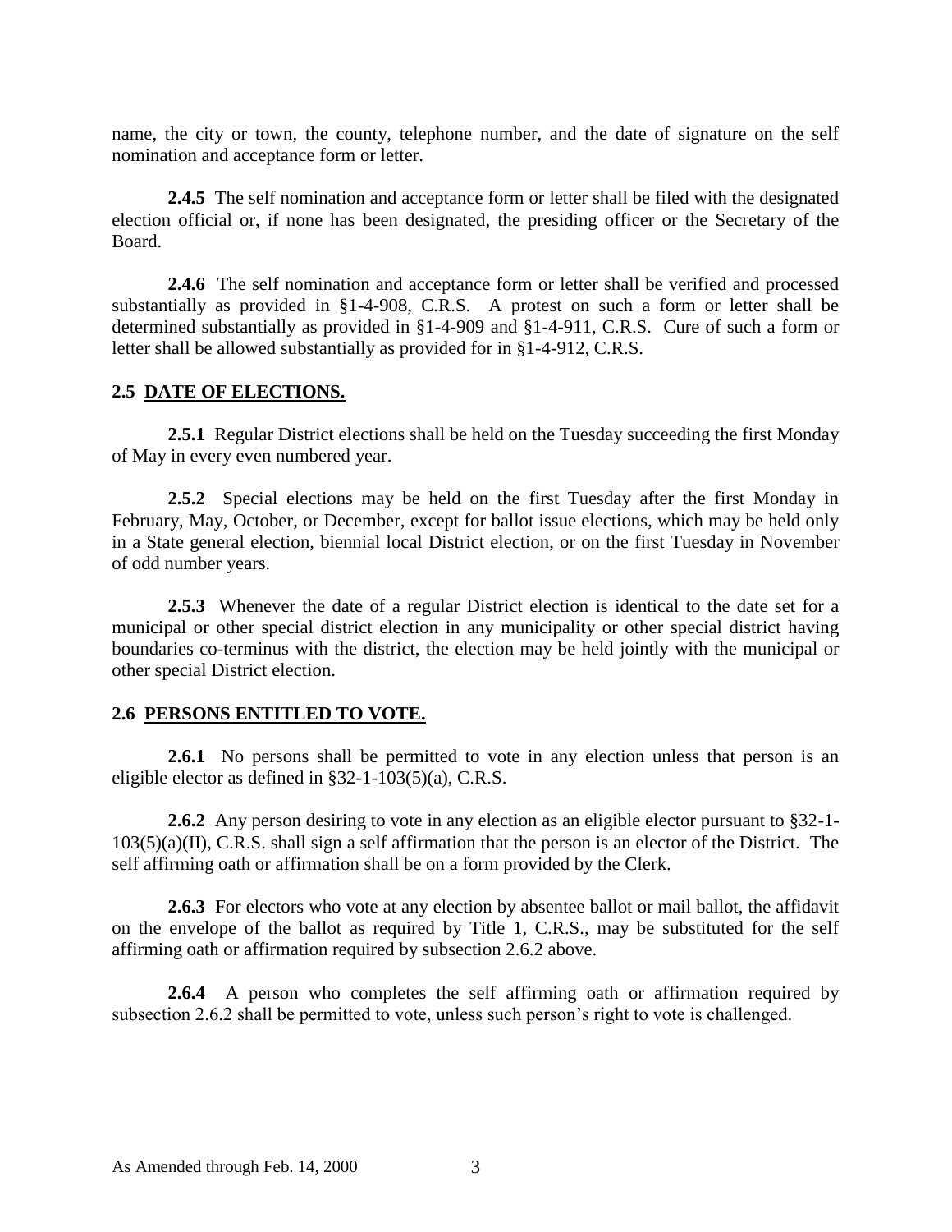name, the city or town, the county, telephone number, and the date of signature on the self nomination and acceptance form or letter.

**2.4.5** The self nomination and acceptance form or letter shall be filed with the designated election official or, if none has been designated, the presiding officer or the Secretary of the Board.

**2.4.6** The self nomination and acceptance form or letter shall be verified and processed substantially as provided in §1-4-908, C.R.S. A protest on such a form or letter shall be determined substantially as provided in §1-4-909 and §1-4-911, C.R.S. Cure of such a form or letter shall be allowed substantially as provided for in §1-4-912, C.R.S.

## 2.5 DATE OF ELECTIONS.

**2.5.1** Regular District elections shall be held on the Tuesday succeeding the first Monday of May in every even numbered year.

**2.5.2** Special elections may be held on the first Tuesday after the first Monday in February, May, October, or December, except for ballot issue elections, which may be held only in a State general election, biennial local District election, or on the first Tuesday in November of odd number years.

**2.5.3** Whenever the date of a regular District election is identical to the date set for a municipal or other special district election in any municipality or other special district having boundaries co-terminus with the district, the election may be held jointly with the municipal or other special District election.

## 2.6 PERSONS ENTITLED TO VOTE.

**2.6.1** No persons shall be permitted to vote in any election unless that person is an eligible elector as defined in §32-1-103(5)(a), C.R.S.

**2.6.2** Any person desiring to vote in any election as an eligible elector pursuant to §32-1-103(5)(a)(II), C.R.S. shall sign a self affirmation that the person is an elector of the District. The self affirming oath or affirmation shall be on a form provided by the Clerk.

**2.6.3** For electors who vote at any election by absentee ballot or mail ballot, the affidavit on the envelope of the ballot as required by Title 1, C.R.S., may be substituted for the self affirming oath or affirmation required by subsection 2.6.2 above.

**2.6.4** A person who completes the self affirming oath or affirmation required by subsection 2.6.2 shall be permitted to vote, unless such person's right to vote is challenged.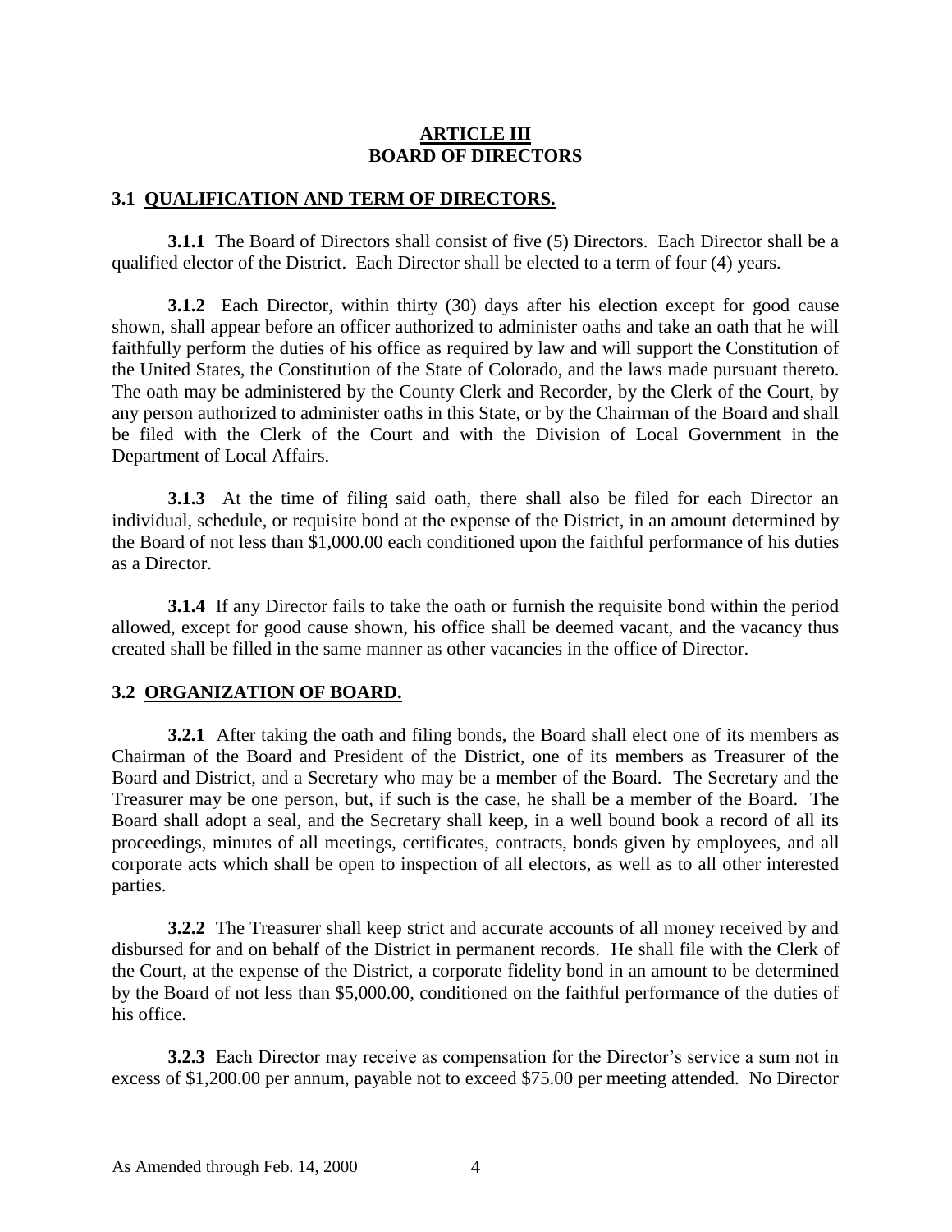# ARTICLE III
# BOARD OF DIRECTORS

## 3.1 QUALIFICATION AND TERM OF DIRECTORS.

**3.1.1** The Board of Directors shall consist of five (5) Directors. Each Director shall be a qualified elector of the District. Each Director shall be elected to a term of four (4) years.

**3.1.2** Each Director, within thirty (30) days after his election except for good cause shown, shall appear before an officer authorized to administer oaths and take an oath that he will faithfully perform the duties of his office as required by law and will support the Constitution of the United States, the Constitution of the State of Colorado, and the laws made pursuant thereto. The oath may be administered by the County Clerk and Recorder, by the Clerk of the Court, by any person authorized to administer oaths in this State, or by the Chairman of the Board and shall be filed with the Clerk of the Court and with the Division of Local Government in the Department of Local Affairs.

**3.1.3** At the time of filing said oath, there shall also be filed for each Director an individual, schedule, or requisite bond at the expense of the District, in an amount determined by the Board of not less than $1,000.00 each conditioned upon the faithful performance of his duties as a Director.

**3.1.4** If any Director fails to take the oath or furnish the requisite bond within the period allowed, except for good cause shown, his office shall be deemed vacant, and the vacancy thus created shall be filled in the same manner as other vacancies in the office of Director.

## 3.2 ORGANIZATION OF BOARD.

**3.2.1** After taking the oath and filing bonds, the Board shall elect one of its members as Chairman of the Board and President of the District, one of its members as Treasurer of the Board and District, and a Secretary who may be a member of the Board. The Secretary and the Treasurer may be one person, but, if such is the case, he shall be a member of the Board. The Board shall adopt a seal, and the Secretary shall keep, in a well bound book a record of all its proceedings, minutes of all meetings, certificates, contracts, bonds given by employees, and all corporate acts which shall be open to inspection of all electors, as well as to all other interested parties.

**3.2.2** The Treasurer shall keep strict and accurate accounts of all money received by and disbursed for and on behalf of the District in permanent records. He shall file with the Clerk of the Court, at the expense of the District, a corporate fidelity bond in an amount to be determined by the Board of not less than $5,000.00, conditioned on the faithful performance of the duties of his office.

**3.2.3** Each Director may receive as compensation for the Director's service a sum not in excess of $1,200.00 per annum, payable not to exceed $75.00 per meeting attended. No Director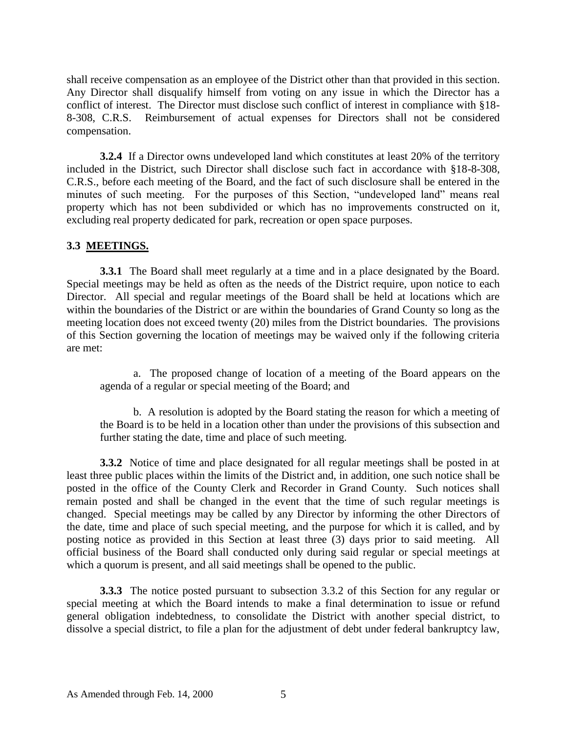shall receive compensation as an employee of the District other than that provided in this section. Any Director shall disqualify himself from voting on any issue in which the Director has a conflict of interest. The Director must disclose such conflict of interest in compliance with §18-8-308, C.R.S. Reimbursement of actual expenses for Directors shall not be considered compensation.

**3.2.4** If a Director owns undeveloped land which constitutes at least 20% of the territory included in the District, such Director shall disclose such fact in accordance with §18-8-308, C.R.S., before each meeting of the Board, and the fact of such disclosure shall be entered in the minutes of such meeting. For the purposes of this Section, "undeveloped land" means real property which has not been subdivided or which has no improvements constructed on it, excluding real property dedicated for park, recreation or open space purposes.

### 3.3 MEETINGS.

**3.3.1** The Board shall meet regularly at a time and in a place designated by the Board. Special meetings may be held as often as the needs of the District require, upon notice to each Director. All special and regular meetings of the Board shall be held at locations which are within the boundaries of the District or are within the boundaries of Grand County so long as the meeting location does not exceed twenty (20) miles from the District boundaries. The provisions of this Section governing the location of meetings may be waived only if the following criteria are met:

a. The proposed change of location of a meeting of the Board appears on the agenda of a regular or special meeting of the Board; and

b. A resolution is adopted by the Board stating the reason for which a meeting of the Board is to be held in a location other than under the provisions of this subsection and further stating the date, time and place of such meeting.

**3.3.2** Notice of time and place designated for all regular meetings shall be posted in at least three public places within the limits of the District and, in addition, one such notice shall be posted in the office of the County Clerk and Recorder in Grand County. Such notices shall remain posted and shall be changed in the event that the time of such regular meetings is changed. Special meetings may be called by any Director by informing the other Directors of the date, time and place of such special meeting, and the purpose for which it is called, and by posting notice as provided in this Section at least three (3) days prior to said meeting. All official business of the Board shall conducted only during said regular or special meetings at which a quorum is present, and all said meetings shall be opened to the public.

**3.3.3** The notice posted pursuant to subsection 3.3.2 of this Section for any regular or special meeting at which the Board intends to make a final determination to issue or refund general obligation indebtedness, to consolidate the District with another special district, to dissolve a special district, to file a plan for the adjustment of debt under federal bankruptcy law,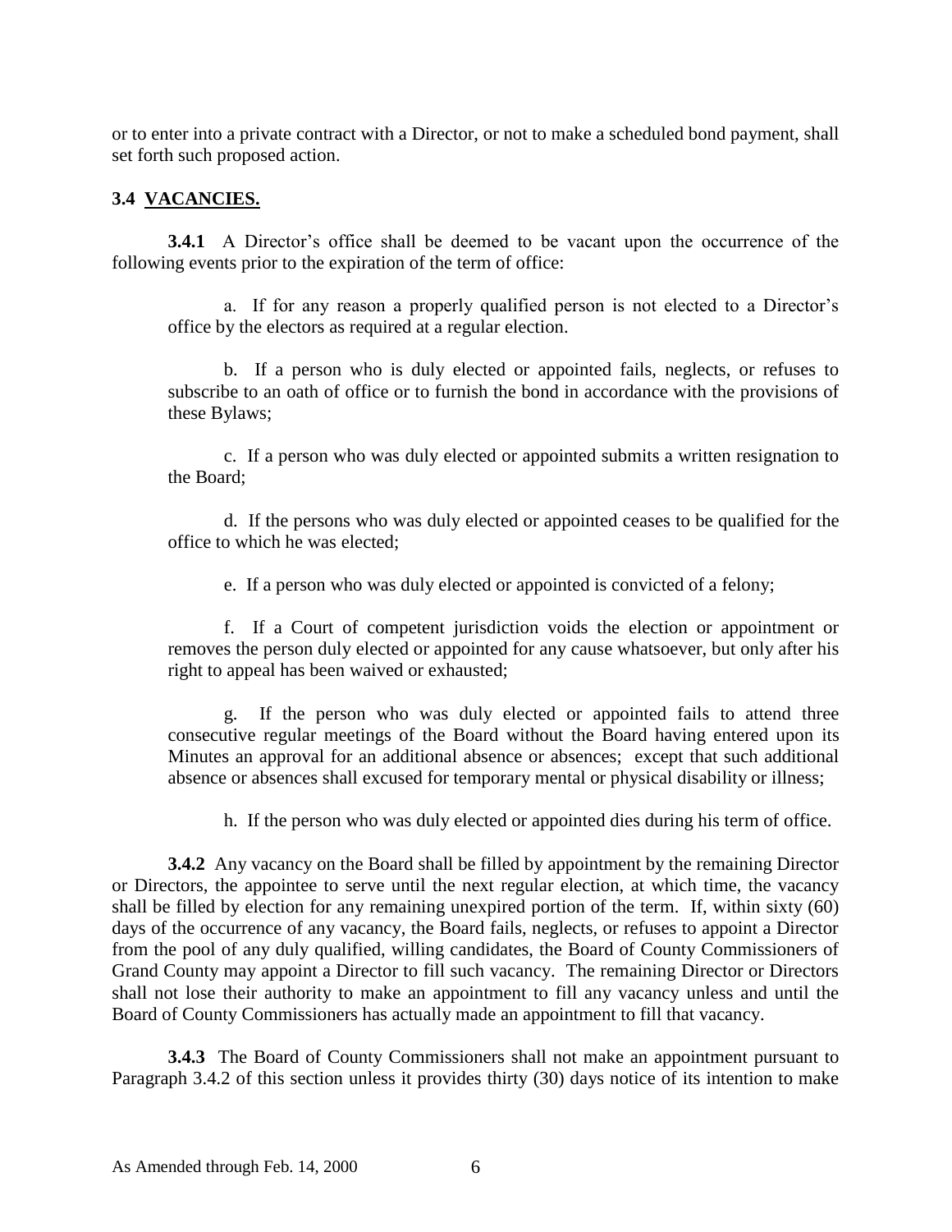or to enter into a private contract with a Director, or not to make a scheduled bond payment, shall set forth such proposed action.

### 3.4 VACANCIES.

**3.4.1** A Director's office shall be deemed to be vacant upon the occurrence of the following events prior to the expiration of the term of office:

a. If for any reason a properly qualified person is not elected to a Director's office by the electors as required at a regular election.

b. If a person who is duly elected or appointed fails, neglects, or refuses to subscribe to an oath of office or to furnish the bond in accordance with the provisions of these Bylaws;

c. If a person who was duly elected or appointed submits a written resignation to the Board;

d. If the persons who was duly elected or appointed ceases to be qualified for the office to which he was elected;

e. If a person who was duly elected or appointed is convicted of a felony;

f. If a Court of competent jurisdiction voids the election or appointment or removes the person duly elected or appointed for any cause whatsoever, but only after his right to appeal has been waived or exhausted;

g. If the person who was duly elected or appointed fails to attend three consecutive regular meetings of the Board without the Board having entered upon its Minutes an approval for an additional absence or absences; except that such additional absence or absences shall excused for temporary mental or physical disability or illness;

h. If the person who was duly elected or appointed dies during his term of office.

**3.4.2** Any vacancy on the Board shall be filled by appointment by the remaining Director or Directors, the appointee to serve until the next regular election, at which time, the vacancy shall be filled by election for any remaining unexpired portion of the term. If, within sixty (60) days of the occurrence of any vacancy, the Board fails, neglects, or refuses to appoint a Director from the pool of any duly qualified, willing candidates, the Board of County Commissioners of Grand County may appoint a Director to fill such vacancy. The remaining Director or Directors shall not lose their authority to make an appointment to fill any vacancy unless and until the Board of County Commissioners has actually made an appointment to fill that vacancy.

**3.4.3** The Board of County Commissioners shall not make an appointment pursuant to Paragraph 3.4.2 of this section unless it provides thirty (30) days notice of its intention to make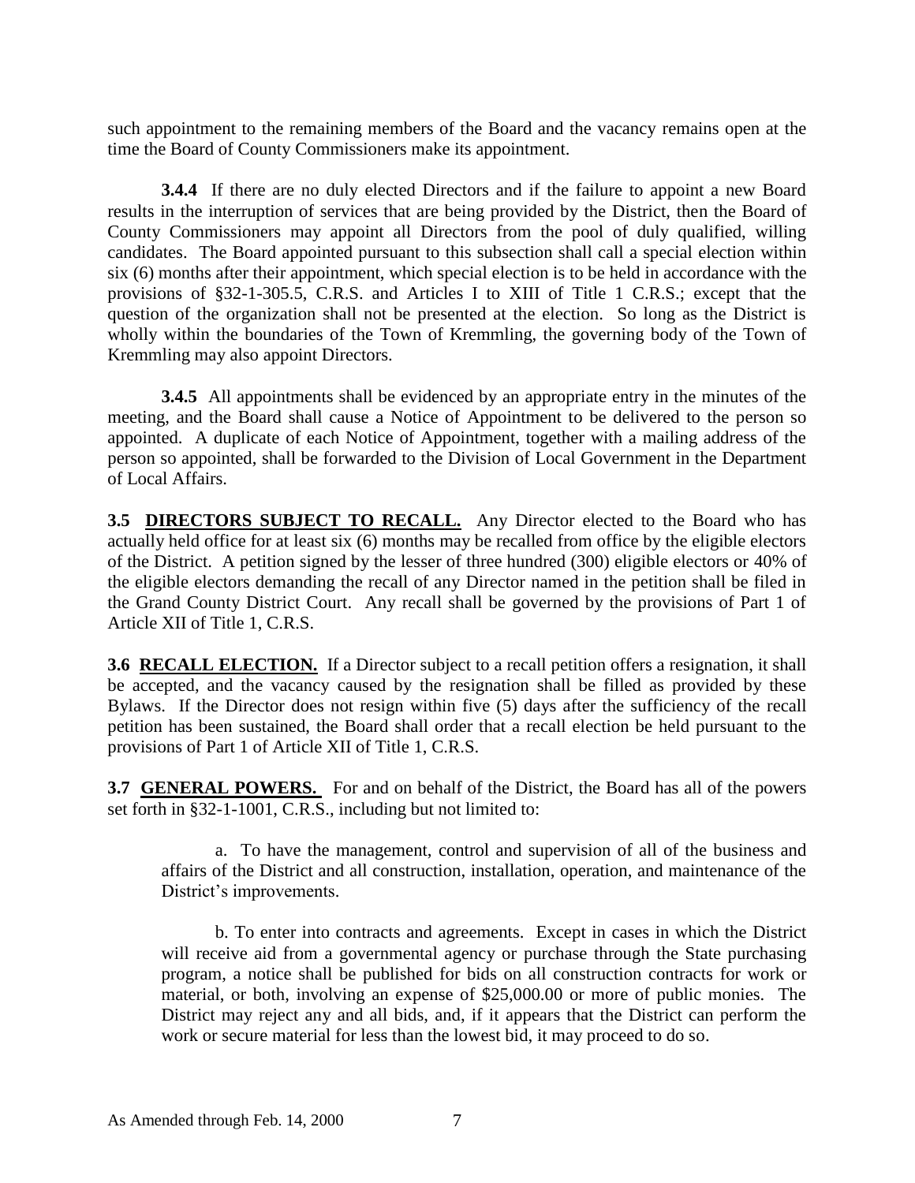such appointment to the remaining members of the Board and the vacancy remains open at the time the Board of County Commissioners make its appointment.

**3.4.4** If there are no duly elected Directors and if the failure to appoint a new Board results in the interruption of services that are being provided by the District, then the Board of County Commissioners may appoint all Directors from the pool of duly qualified, willing candidates. The Board appointed pursuant to this subsection shall call a special election within six (6) months after their appointment, which special election is to be held in accordance with the provisions of §32-1-305.5, C.R.S. and Articles I to XIII of Title 1 C.R.S.; except that the question of the organization shall not be presented at the election. So long as the District is wholly within the boundaries of the Town of Kremmling, the governing body of the Town of Kremmling may also appoint Directors.

**3.4.5** All appointments shall be evidenced by an appropriate entry in the minutes of the meeting, and the Board shall cause a Notice of Appointment to be delivered to the person so appointed. A duplicate of each Notice of Appointment, together with a mailing address of the person so appointed, shall be forwarded to the Division of Local Government in the Department of Local Affairs.

**3.5 DIRECTORS SUBJECT TO RECALL.** Any Director elected to the Board who has actually held office for at least six (6) months may be recalled from office by the eligible electors of the District. A petition signed by the lesser of three hundred (300) eligible electors or 40% of the eligible electors demanding the recall of any Director named in the petition shall be filed in the Grand County District Court. Any recall shall be governed by the provisions of Part 1 of Article XII of Title 1, C.R.S.

**3.6 RECALL ELECTION.** If a Director subject to a recall petition offers a resignation, it shall be accepted, and the vacancy caused by the resignation shall be filled as provided by these Bylaws. If the Director does not resign within five (5) days after the sufficiency of the recall petition has been sustained, the Board shall order that a recall election be held pursuant to the provisions of Part 1 of Article XII of Title 1, C.R.S.

**3.7 GENERAL POWERS.** For and on behalf of the District, the Board has all of the powers set forth in §32-1-1001, C.R.S., including but not limited to:

a. To have the management, control and supervision of all of the business and affairs of the District and all construction, installation, operation, and maintenance of the District's improvements.

b. To enter into contracts and agreements. Except in cases in which the District will receive aid from a governmental agency or purchase through the State purchasing program, a notice shall be published for bids on all construction contracts for work or material, or both, involving an expense of $25,000.00 or more of public monies. The District may reject any and all bids, and, if it appears that the District can perform the work or secure material for less than the lowest bid, it may proceed to do so.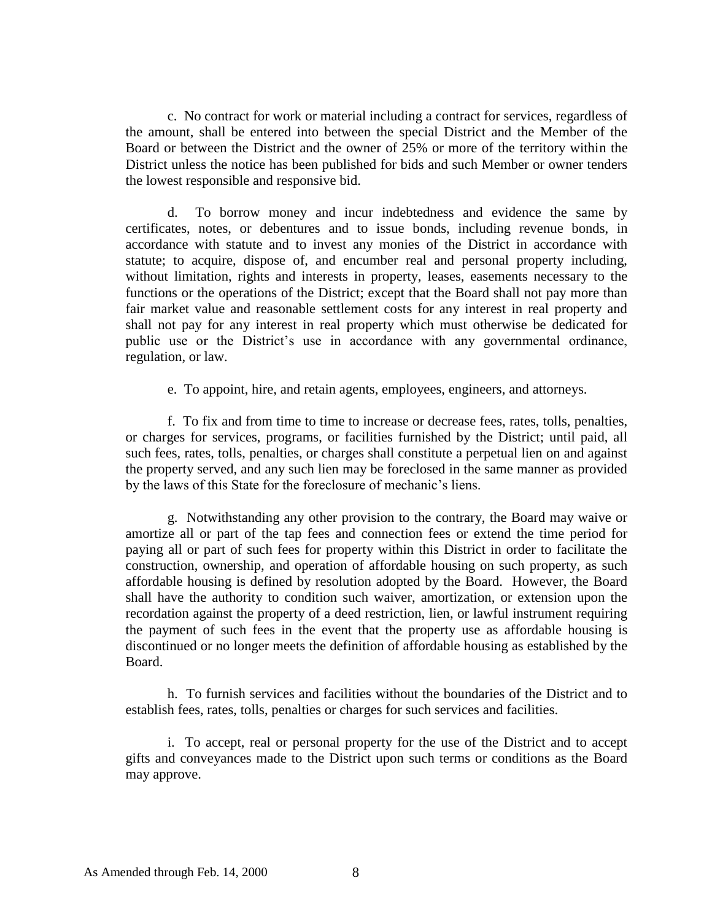c. No contract for work or material including a contract for services, regardless of the amount, shall be entered into between the special District and the Member of the Board or between the District and the owner of 25% or more of the territory within the District unless the notice has been published for bids and such Member or owner tenders the lowest responsible and responsive bid.

d. To borrow money and incur indebtedness and evidence the same by certificates, notes, or debentures and to issue bonds, including revenue bonds, in accordance with statute and to invest any monies of the District in accordance with statute; to acquire, dispose of, and encumber real and personal property including, without limitation, rights and interests in property, leases, easements necessary to the functions or the operations of the District; except that the Board shall not pay more than fair market value and reasonable settlement costs for any interest in real property and shall not pay for any interest in real property which must otherwise be dedicated for public use or the District's use in accordance with any governmental ordinance, regulation, or law.

e. To appoint, hire, and retain agents, employees, engineers, and attorneys.

f. To fix and from time to time to increase or decrease fees, rates, tolls, penalties, or charges for services, programs, or facilities furnished by the District; until paid, all such fees, rates, tolls, penalties, or charges shall constitute a perpetual lien on and against the property served, and any such lien may be foreclosed in the same manner as provided by the laws of this State for the foreclosure of mechanic's liens.

g. Notwithstanding any other provision to the contrary, the Board may waive or amortize all or part of the tap fees and connection fees or extend the time period for paying all or part of such fees for property within this District in order to facilitate the construction, ownership, and operation of affordable housing on such property, as such affordable housing is defined by resolution adopted by the Board. However, the Board shall have the authority to condition such waiver, amortization, or extension upon the recordation against the property of a deed restriction, lien, or lawful instrument requiring the payment of such fees in the event that the property use as affordable housing is discontinued or no longer meets the definition of affordable housing as established by the Board.

h. To furnish services and facilities without the boundaries of the District and to establish fees, rates, tolls, penalties or charges for such services and facilities.

i. To accept, real or personal property for the use of the District and to accept gifts and conveyances made to the District upon such terms or conditions as the Board may approve.

As Amended through Feb. 14, 2000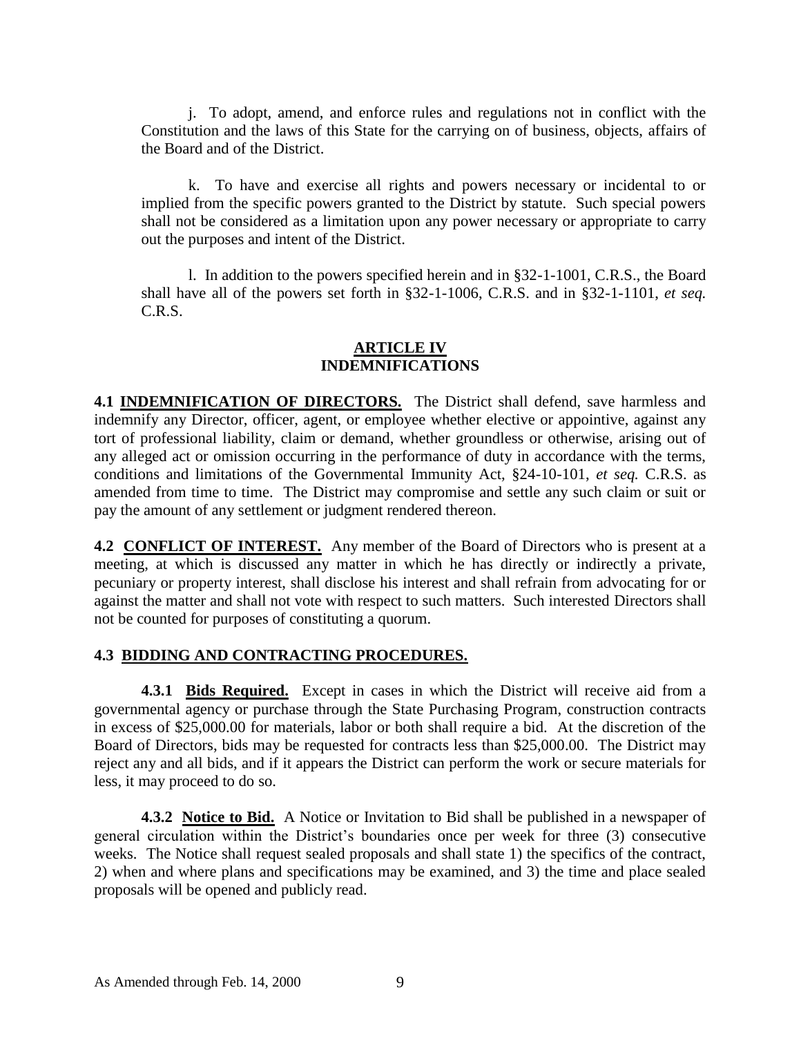j. To adopt, amend, and enforce rules and regulations not in conflict with the Constitution and the laws of this State for the carrying on of business, objects, affairs of the Board and of the District.

k. To have and exercise all rights and powers necessary or incidental to or implied from the specific powers granted to the District by statute. Such special powers shall not be considered as a limitation upon any power necessary or appropriate to carry out the purposes and intent of the District.

l. In addition to the powers specified herein and in §32-1-1001, C.R.S., the Board shall have all of the powers set forth in §32-1-1006, C.R.S. and in §32-1-1101, *et seq.* C.R.S.

## ARTICLE IV
## INDEMNIFICATIONS

**4.1 INDEMNIFICATION OF DIRECTORS.** The District shall defend, save harmless and indemnify any Director, officer, agent, or employee whether elective or appointive, against any tort of professional liability, claim or demand, whether groundless or otherwise, arising out of any alleged act or omission occurring in the performance of duty in accordance with the terms, conditions and limitations of the Governmental Immunity Act, §24-10-101, *et seq.* C.R.S. as amended from time to time. The District may compromise and settle any such claim or suit or pay the amount of any settlement or judgment rendered thereon.

**4.2 CONFLICT OF INTEREST.** Any member of the Board of Directors who is present at a meeting, at which is discussed any matter in which he has directly or indirectly a private, pecuniary or property interest, shall disclose his interest and shall refrain from advocating for or against the matter and shall not vote with respect to such matters. Such interested Directors shall not be counted for purposes of constituting a quorum.

**4.3 BIDDING AND CONTRACTING PROCEDURES.**

**4.3.1 Bids Required.** Except in cases in which the District will receive aid from a governmental agency or purchase through the State Purchasing Program, construction contracts in excess of $25,000.00 for materials, labor or both shall require a bid. At the discretion of the Board of Directors, bids may be requested for contracts less than $25,000.00. The District may reject any and all bids, and if it appears the District can perform the work or secure materials for less, it may proceed to do so.

**4.3.2 Notice to Bid.** A Notice or Invitation to Bid shall be published in a newspaper of general circulation within the District's boundaries once per week for three (3) consecutive weeks. The Notice shall request sealed proposals and shall state 1) the specifics of the contract, 2) when and where plans and specifications may be examined, and 3) the time and place sealed proposals will be opened and publicly read.

As Amended through Feb. 14, 2000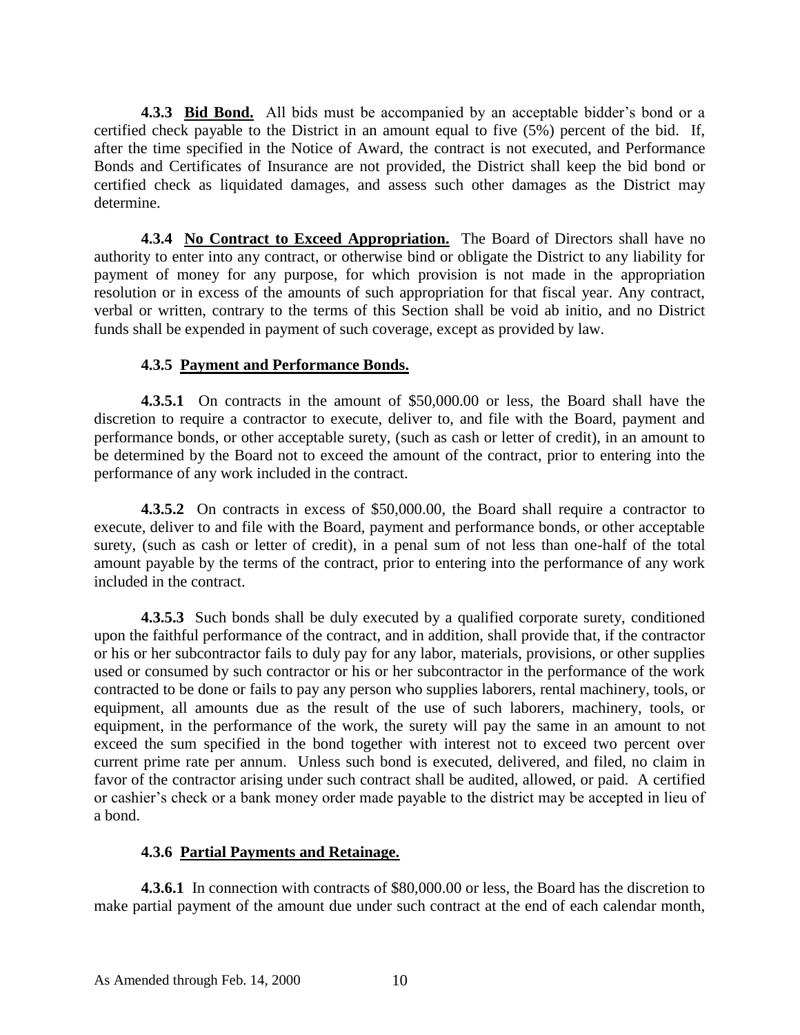**4.3.3 Bid Bond.** All bids must be accompanied by an acceptable bidder's bond or a certified check payable to the District in an amount equal to five (5%) percent of the bid. If, after the time specified in the Notice of Award, the contract is not executed, and Performance Bonds and Certificates of Insurance are not provided, the District shall keep the bid bond or certified check as liquidated damages, and assess such other damages as the District may determine.

**4.3.4 No Contract to Exceed Appropriation.** The Board of Directors shall have no authority to enter into any contract, or otherwise bind or obligate the District to any liability for payment of money for any purpose, for which provision is not made in the appropriation resolution or in excess of the amounts of such appropriation for that fiscal year. Any contract, verbal or written, contrary to the terms of this Section shall be void ab initio, and no District funds shall be expended in payment of such coverage, except as provided by law.

**4.3.5 Payment and Performance Bonds.**

**4.3.5.1** On contracts in the amount of $50,000.00 or less, the Board shall have the discretion to require a contractor to execute, deliver to, and file with the Board, payment and performance bonds, or other acceptable surety, (such as cash or letter of credit), in an amount to be determined by the Board not to exceed the amount of the contract, prior to entering into the performance of any work included in the contract.

**4.3.5.2** On contracts in excess of $50,000.00, the Board shall require a contractor to execute, deliver to and file with the Board, payment and performance bonds, or other acceptable surety, (such as cash or letter of credit), in a penal sum of not less than one-half of the total amount payable by the terms of the contract, prior to entering into the performance of any work included in the contract.

**4.3.5.3** Such bonds shall be duly executed by a qualified corporate surety, conditioned upon the faithful performance of the contract, and in addition, shall provide that, if the contractor or his or her subcontractor fails to duly pay for any labor, materials, provisions, or other supplies used or consumed by such contractor or his or her subcontractor in the performance of the work contracted to be done or fails to pay any person who supplies laborers, rental machinery, tools, or equipment, all amounts due as the result of the use of such laborers, machinery, tools, or equipment, in the performance of the work, the surety will pay the same in an amount to not exceed the sum specified in the bond together with interest not to exceed two percent over current prime rate per annum. Unless such bond is executed, delivered, and filed, no claim in favor of the contractor arising under such contract shall be audited, allowed, or paid. A certified or cashier's check or a bank money order made payable to the district may be accepted in lieu of a bond.

**4.3.6 Partial Payments and Retainage.**

**4.3.6.1** In connection with contracts of $80,000.00 or less, the Board has the discretion to make partial payment of the amount due under such contract at the end of each calendar month,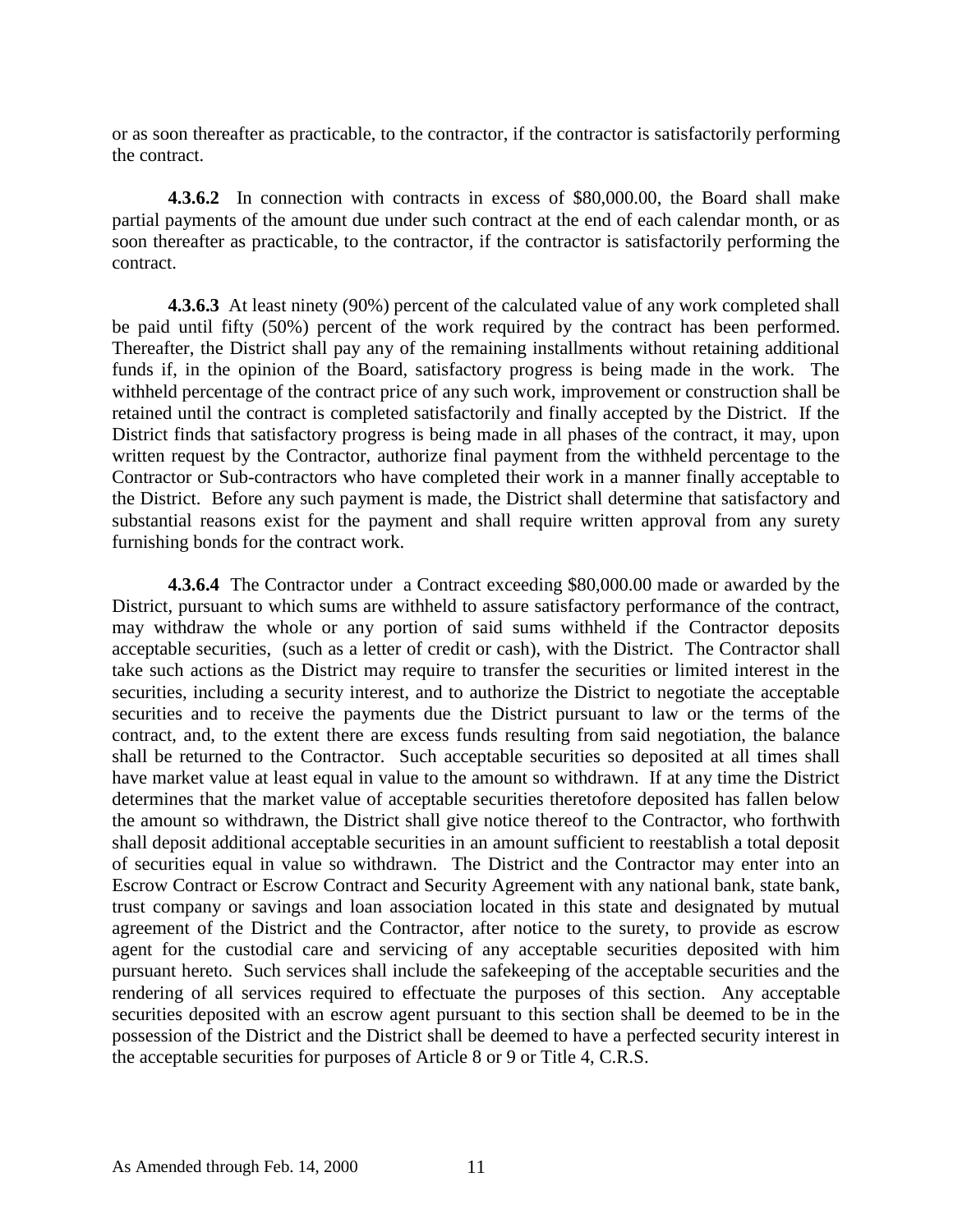or as soon thereafter as practicable, to the contractor, if the contractor is satisfactorily performing the contract.

**4.3.6.2** In connection with contracts in excess of \$80,000.00, the Board shall make partial payments of the amount due under such contract at the end of each calendar month, or as soon thereafter as practicable, to the contractor, if the contractor is satisfactorily performing the contract.

**4.3.6.3** At least ninety (90%) percent of the calculated value of any work completed shall be paid until fifty (50%) percent of the work required by the contract has been performed. Thereafter, the District shall pay any of the remaining installments without retaining additional funds if, in the opinion of the Board, satisfactory progress is being made in the work. The withheld percentage of the contract price of any such work, improvement or construction shall be retained until the contract is completed satisfactorily and finally accepted by the District. If the District finds that satisfactory progress is being made in all phases of the contract, it may, upon written request by the Contractor, authorize final payment from the withheld percentage to the Contractor or Sub-contractors who have completed their work in a manner finally acceptable to the District. Before any such payment is made, the District shall determine that satisfactory and substantial reasons exist for the payment and shall require written approval from any surety furnishing bonds for the contract work.

**4.3.6.4** The Contractor under a Contract exceeding \$80,000.00 made or awarded by the District, pursuant to which sums are withheld to assure satisfactory performance of the contract, may withdraw the whole or any portion of said sums withheld if the Contractor deposits acceptable securities, (such as a letter of credit or cash), with the District. The Contractor shall take such actions as the District may require to transfer the securities or limited interest in the securities, including a security interest, and to authorize the District to negotiate the acceptable securities and to receive the payments due the District pursuant to law or the terms of the contract, and, to the extent there are excess funds resulting from said negotiation, the balance shall be returned to the Contractor. Such acceptable securities so deposited at all times shall have market value at least equal in value to the amount so withdrawn. If at any time the District determines that the market value of acceptable securities theretofore deposited has fallen below the amount so withdrawn, the District shall give notice thereof to the Contractor, who forthwith shall deposit additional acceptable securities in an amount sufficient to reestablish a total deposit of securities equal in value so withdrawn. The District and the Contractor may enter into an Escrow Contract or Escrow Contract and Security Agreement with any national bank, state bank, trust company or savings and loan association located in this state and designated by mutual agreement of the District and the Contractor, after notice to the surety, to provide as escrow agent for the custodial care and servicing of any acceptable securities deposited with him pursuant hereto. Such services shall include the safekeeping of the acceptable securities and the rendering of all services required to effectuate the purposes of this section. Any acceptable securities deposited with an escrow agent pursuant to this section shall be deemed to be in the possession of the District and the District shall be deemed to have a perfected security interest in the acceptable securities for purposes of Article 8 or 9 or Title 4, C.R.S.

As Amended through Feb. 14, 2000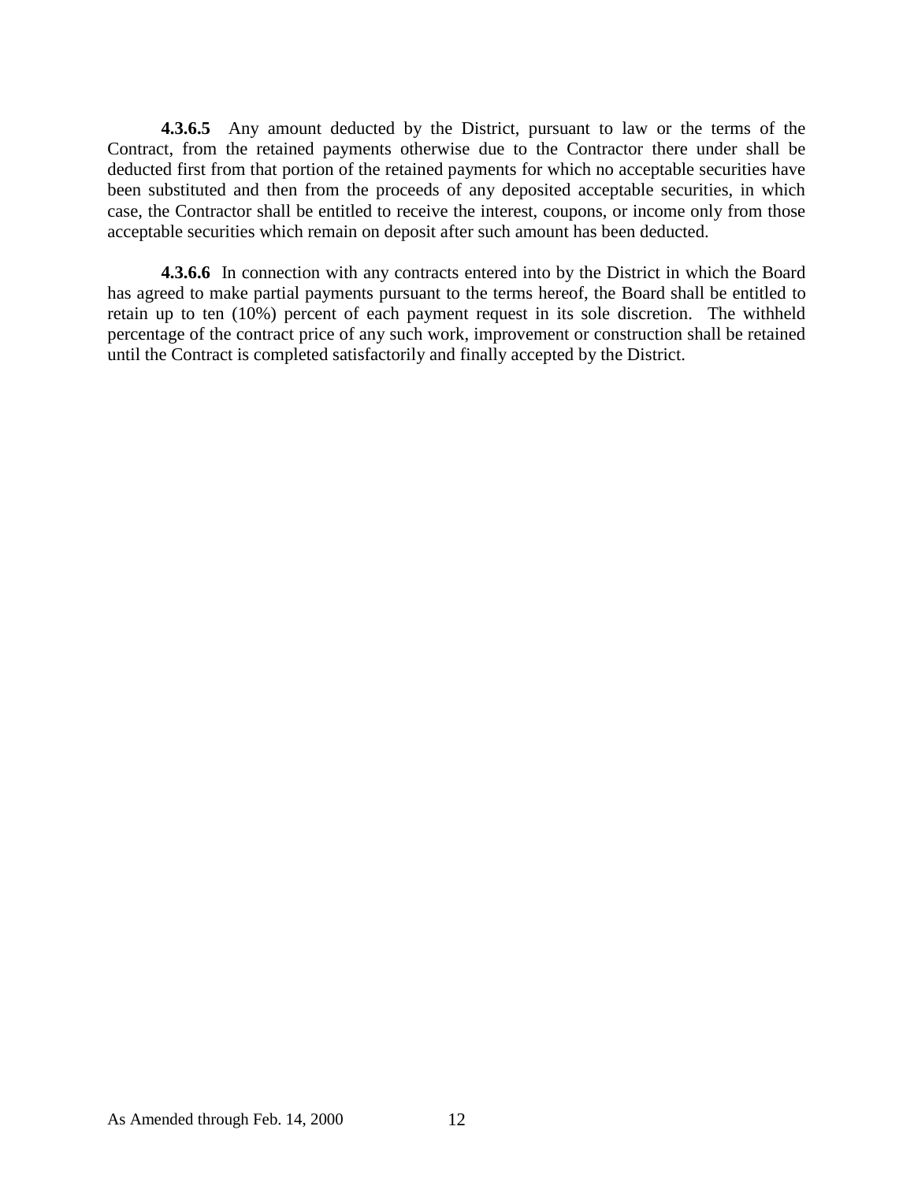**4.3.6.5** Any amount deducted by the District, pursuant to law or the terms of the Contract, from the retained payments otherwise due to the Contractor there under shall be deducted first from that portion of the retained payments for which no acceptable securities have been substituted and then from the proceeds of any deposited acceptable securities, in which case, the Contractor shall be entitled to receive the interest, coupons, or income only from those acceptable securities which remain on deposit after such amount has been deducted.

**4.3.6.6** In connection with any contracts entered into by the District in which the Board has agreed to make partial payments pursuant to the terms hereof, the Board shall be entitled to retain up to ten (10%) percent of each payment request in its sole discretion. The withheld percentage of the contract price of any such work, improvement or construction shall be retained until the Contract is completed satisfactorily and finally accepted by the District.